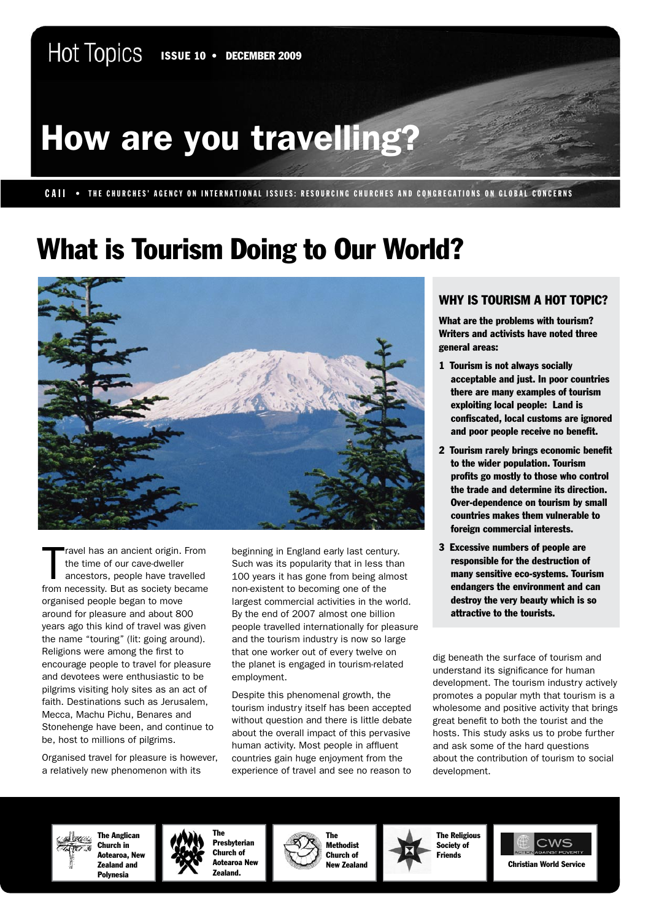Hot Topics **ISSUE 10 • DECEMBER 2009**

# How are you travelling?

**CAII • THE CHURCHES' AGENCY ON INTERNATIONAL ISSUES: RESOURCING CHURCHES AND CONGREGATIONS ON GLOBAL CONCERNS**

## What is Tourism Doing to Our World?

Travel has an ancient origin. From the time of our cave-dweller ancestors, people have travelled from necessity. But as society became organised people began to move around for pleasure and about 800 years ago this kind of travel was given the name "touring" (lit: going around). Religions were among the first to encourage people to travel for pleasure and devotees were enthusiastic to be pilgrims visiting holy sites as an act of faith. Destinations such as Jerusalem, Mecca, Machu Pichu, Benares and Stonehenge have been, and continue to be, host to millions of pilgrims.

Organised travel for pleasure is however, a relatively new phenomenon with its beginning in England early last century. Such was its popularity that in less than 100 years it has gone from being almost non-existent to becoming one of the largest commercial activities in the world. By the end of 2007 almost one billion people travelled internationally for pleasure and the tourism industry is now so large that one worker out of every twelve on the planet is engaged in tourism-related employment.

Despite this phenomenal growth, the tourism industry itself has been accepted without question and there is little debate about the overall impact of this pervasive human activity. Most people in affluent countries gain huge enjoyment from the experience of travel and see no reason to dig beneath the surface of tourism and understand its significance for human development. The tourism industry actively promotes a popular myth that tourism is a wholesome and positive activity that brings great benefit to both the tourist and the hosts. This study asks us to probe further and ask some of the hard questions about the contribution of tourism to social development.

### WHY IS TOURISM A HOT TOPIC?

**What are the problems with tourism? Writers and activists have noted three general areas:**

1. **Tourism is not always socially acceptable and just. In poor countries there are many examples of tourism exploiting local people: Land is confiscated, local customs are ignored and poor people receive no benefit.**
2. **Tourism rarely brings economic benefit to the wider population. Tourism profits go mostly to those who control the trade and determine its direction. Over-dependence on tourism by small countries makes them vulnerable to foreign commercial interests.**
3. **Excessive numbers of people are responsible for the destruction of many sensitive eco-systems. Tourism endangers the environment and can destroy the very beauty which is so attractive to the tourists.**

**The Anglican Church in Aotearoa, New Zealand and Polynesia** | **The Presbyterian Church of Aotearoa New Zealand.** | **The Methodist Church of New Zealand** | **The Religious Society of Friends** | **Christian World Service**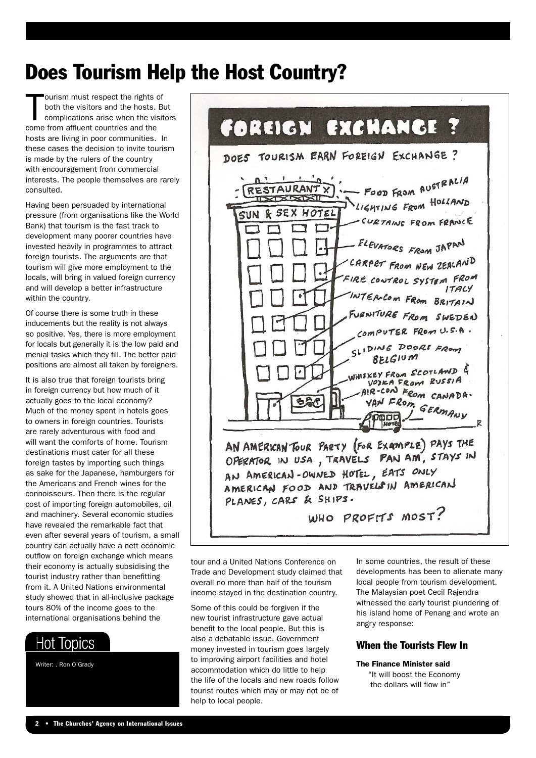# Does Tourism Help the Host Country?

Tourism must respect the rights of both the visitors and the hosts. But complications arise when the visitors come from affluent countries and the hosts are living in poor communities. In these cases the decision to invite tourism is made by the rulers of the country with encouragement from commercial interests. The people themselves are rarely consulted.

Having been persuaded by international pressure (from organisations like the World Bank) that tourism is the fast track to development many poorer countries have invested heavily in programmes to attract foreign tourists. The arguments are that tourism will give more employment to the locals, will bring in valued foreign currency and will develop a better infrastructure within the country.

Of course there is some truth in these inducements but the reality is not always so positive. Yes, there is more employment for locals but generally it is the low paid and menial tasks which they fill. The better paid positions are almost all taken by foreigners.

It is also true that foreign tourists bring in foreign currency but how much of it actually goes to the local economy? Much of the money spent in hotels goes to owners in foreign countries. Tourists are rarely adventurous with food and will want the comforts of home. Tourism destinations must cater for all these foreign tastes by importing such things as sake for the Japanese, hamburgers for the Americans and French wines for the connoisseurs. Then there is the regular cost of importing foreign automobiles, oil and machinery. Several economic studies have revealed the remarkable fact that even after several years of tourism, a small country can actually have a nett economic outflow on foreign exchange which means their economy is actually subsidising the tourist industry rather than benefitting from it. A United Nations environmental study showed that in all-inclusive package tours 80% of the income goes to the international organisations behind the tour and a United Nations Conference on Trade and Development study claimed that overall no more than half of the tourism income stayed in the destination country.

Some of this could be forgiven if the new tourist infrastructure gave actual benefit to the local people. But this is also a debatable issue. Government money invested in tourism goes largely to improving airport facilities and hotel accommodation which do little to help the life of the locals and new roads follow tourist routes which may or may not be of help to local people.

In some countries, the result of these developments has been to alienate many local people from tourist development. The Malaysian poet Cecil Rajendra witnessed the early tourist plundering of his island home of Penang and wrote an angry response:

### When the Tourists Flew In

**The Finance Minister said**

"It will boost the Economy
the dollars will flow in"

## Hot Topics

Writer: . Ron O'Grady

---

**FOREIGN EXCHANGE ?**

DOES TOURISM EARN FOREIGN EXCHANGE ?

RESTAURANT X — SUN & SEX HOTEL — BAR

- FOOD FROM AUSTRALIA
- LIGHTING FROM HOLLAND
- CURTAINS FROM FRANCE
- ELEVATORS FROM JAPAN
- CARPET FROM NEW ZEALAND
- FIRE CONTROL SYSTEM FROM ITALY
- INTER-COM FROM BRITAIN
- FURNITURE FROM SWEDEN
- COMPUTER FROM U.S.A.
- SLIDING DOORS FROM BELGIUM
- WHISKEY FROM SCOTLAND & VODKA FROM RUSSIA
- AIR-CON FROM CANADA
- VAN FROM GERMANY

AN AMERICAN TOUR PARTY (FOR EXAMPLE) PAYS THE OPERATOR IN USA, TRAVELS PAN AM, STAYS IN AN AMERICAN-OWNED HOTEL, EATS ONLY AMERICAN FOOD AND TRAVELS IN AMERICAN PLANES, CARS & SHIPS.

WHO PROFITS MOST?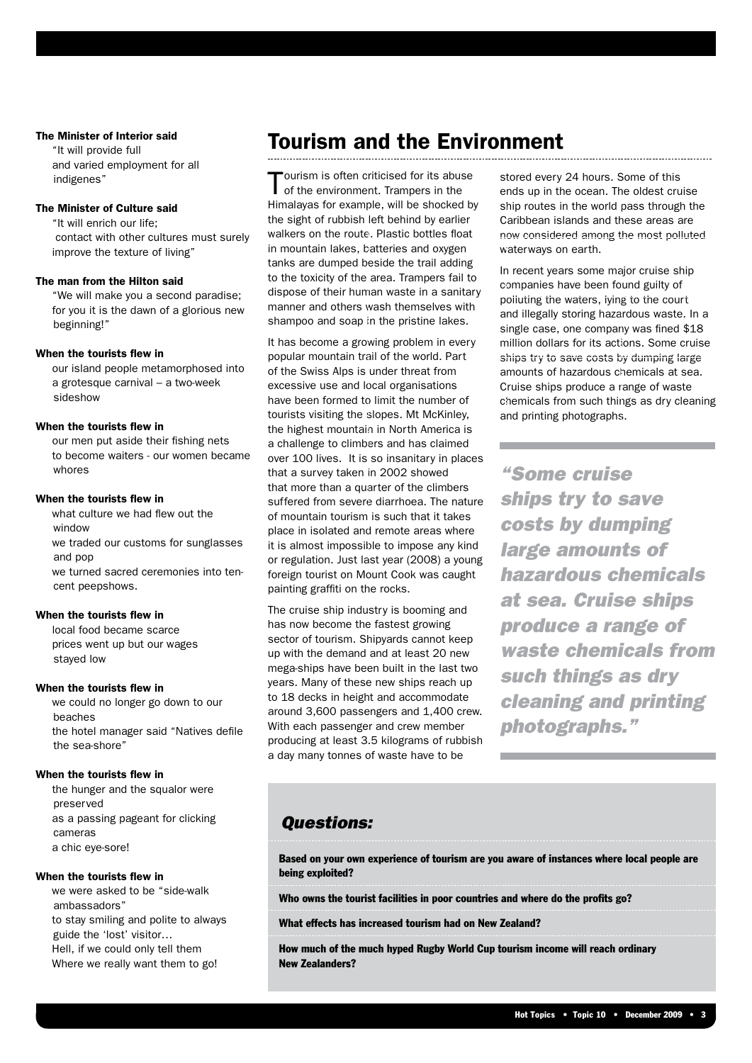**The Minister of Interior said**

"It will provide full
and varied employment for all
indigenes"

**The Minister of Culture said**

"It will enrich our life;
contact with other cultures must surely
improve the texture of living"

**The man from the Hilton said**

"We will make you a second paradise;
for you it is the dawn of a glorious new
beginning!"

**When the tourists flew in**

our island people metamorphosed into
a grotesque carnival – a two-week
sideshow

**When the tourists flew in**

our men put aside their fishing nets
to become waiters - our women became
whores

**When the tourists flew in**

what culture we had flew out the
window
we traded our customs for sunglasses
and pop
we turned sacred ceremonies into ten-
cent peepshows.

**When the tourists flew in**

local food became scarce
prices went up but our wages
stayed low

**When the tourists flew in**

we could no longer go down to our
beaches
the hotel manager said "Natives defile
the sea-shore"

**When the tourists flew in**

the hunger and the squalor were
preserved
as a passing pageant for clicking
cameras
a chic eye-sore!

**When the tourists flew in**

we were asked to be "side-walk
ambassadors"
to stay smiling and polite to always
guide the 'lost' visitor…
Hell, if we could only tell them
Where we really want them to go!

# Tourism and the Environment

Tourism is often criticised for its abuse of the environment. Trampers in the Himalayas for example, will be shocked by the sight of rubbish left behind by earlier walkers on the route. Plastic bottles float in mountain lakes, batteries and oxygen tanks are dumped beside the trail adding to the toxicity of the area. Trampers fail to dispose of their human waste in a sanitary manner and others wash themselves with shampoo and soap in the pristine lakes.

It has become a growing problem in every popular mountain trail of the world. Part of the Swiss Alps is under threat from excessive use and local organisations have been formed to limit the number of tourists visiting the slopes. Mt McKinley, the highest mountain in North America is a challenge to climbers and has claimed over 100 lives. It is so insanitary in places that a survey taken in 2002 showed that more than a quarter of the climbers suffered from severe diarrhoea. The nature of mountain tourism is such that it takes place in isolated and remote areas where it is almost impossible to impose any kind or regulation. Just last year (2008) a young foreign tourist on Mount Cook was caught painting graffiti on the rocks.

The cruise ship industry is booming and has now become the fastest growing sector of tourism. Shipyards cannot keep up with the demand and at least 20 new mega-ships have been built in the last two years. Many of these new ships reach up to 18 decks in height and accommodate around 3,600 passengers and 1,400 crew. With each passenger and crew member producing at least 3.5 kilograms of rubbish a day many tonnes of waste have to be stored every 24 hours. Some of this ends up in the ocean. The oldest cruise ship routes in the world pass through the Caribbean islands and these areas are now considered among the most polluted waterways on earth.

In recent years some major cruise ship companies have been found guilty of polluting the waters, lying to the court and illegally storing hazardous waste. In a single case, one company was fined $18 million dollars for its actions. Some cruise ships try to save costs by dumping large amounts of hazardous chemicals at sea. Cruise ships produce a range of waste chemicals from such things as dry cleaning and printing photographs.

> ***"Some cruise ships try to save costs by dumping large amounts of hazardous chemicals at sea. Cruise ships produce a range of waste chemicals from such things as dry cleaning and printing photographs."***

## *Questions:*

**Based on your own experience of tourism are you aware of instances where local people are being exploited?**

**Who owns the tourist facilities in poor countries and where do the profits go?**

**What effects has increased tourism had on New Zealand?**

**How much of the much hyped Rugby World Cup tourism income will reach ordinary New Zealanders?**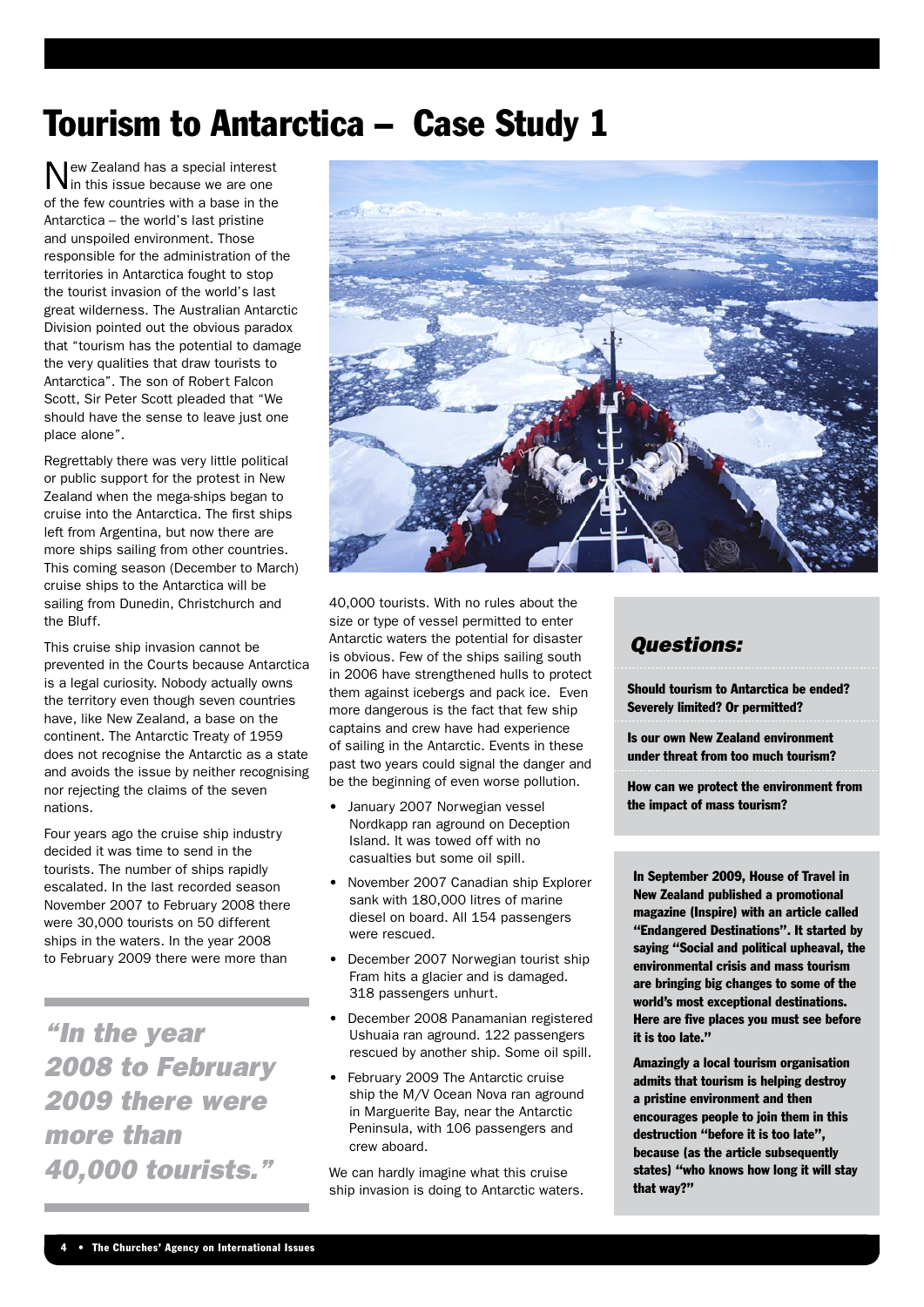# Tourism to Antarctica – Case Study 1

New Zealand has a special interest in this issue because we are one of the few countries with a base in the Antarctica – the world's last pristine and unspoiled environment. Those responsible for the administration of the territories in Antarctica fought to stop the tourist invasion of the world's last great wilderness. The Australian Antarctic Division pointed out the obvious paradox that "tourism has the potential to damage the very qualities that draw tourists to Antarctica". The son of Robert Falcon Scott, Sir Peter Scott pleaded that "We should have the sense to leave just one place alone".

Regrettably there was very little political or public support for the protest in New Zealand when the mega-ships began to cruise into the Antarctica. The first ships left from Argentina, but now there are more ships sailing from other countries. This coming season (December to March) cruise ships to the Antarctica will be sailing from Dunedin, Christchurch and the Bluff.

This cruise ship invasion cannot be prevented in the Courts because Antarctica is a legal curiosity. Nobody actually owns the territory even though seven countries have, like New Zealand, a base on the continent. The Antarctic Treaty of 1959 does not recognise the Antarctic as a state and avoids the issue by neither recognising nor rejecting the claims of the seven nations.

Four years ago the cruise ship industry decided it was time to send in the tourists. The number of ships rapidly escalated. In the last recorded season November 2007 to February 2008 there were 30,000 tourists on 50 different ships in the waters. In the year 2008 to February 2009 there were more than 40,000 tourists. With no rules about the size or type of vessel permitted to enter Antarctic waters the potential for disaster is obvious. Few of the ships sailing south in 2006 have strengthened hulls to protect them against icebergs and pack ice. Even more dangerous is the fact that few ship captains and crew have had experience of sailing in the Antarctic. Events in these past two years could signal the danger and be the beginning of even worse pollution.

> *"In the year 2008 to February 2009 there were more than 40,000 tourists."*

- January 2007 Norwegian vessel Nordkapp ran aground on Deception Island. It was towed off with no casualties but some oil spill.
- November 2007 Canadian ship Explorer sank with 180,000 litres of marine diesel on board. All 154 passengers were rescued.
- December 2007 Norwegian tourist ship Fram hits a glacier and is damaged. 318 passengers unhurt.
- December 2008 Panamanian registered Ushuaia ran aground. 122 passengers rescued by another ship. Some oil spill.
- February 2009 The Antarctic cruise ship the M/V Ocean Nova ran aground in Marguerite Bay, near the Antarctic Peninsula, with 106 passengers and crew aboard.

We can hardly imagine what this cruise ship invasion is doing to Antarctic waters.

### *Questions:*

**Should tourism to Antarctica be ended? Severely limited? Or permitted?**

**Is our own New Zealand environment under threat from too much tourism?**

**How can we protect the environment from the impact of mass tourism?**

**In September 2009, House of Travel in New Zealand published a promotional magazine (Inspire) with an article called "Endangered Destinations". It started by saying "Social and political upheaval, the environmental crisis and mass tourism are bringing big changes to some of the world's most exceptional destinations. Here are five places you must see before it is too late."**

**Amazingly a local tourism organisation admits that tourism is helping destroy a pristine environment and then encourages people to join them in this destruction "before it is too late", because (as the article subsequently states) "who knows how long it will stay that way?"**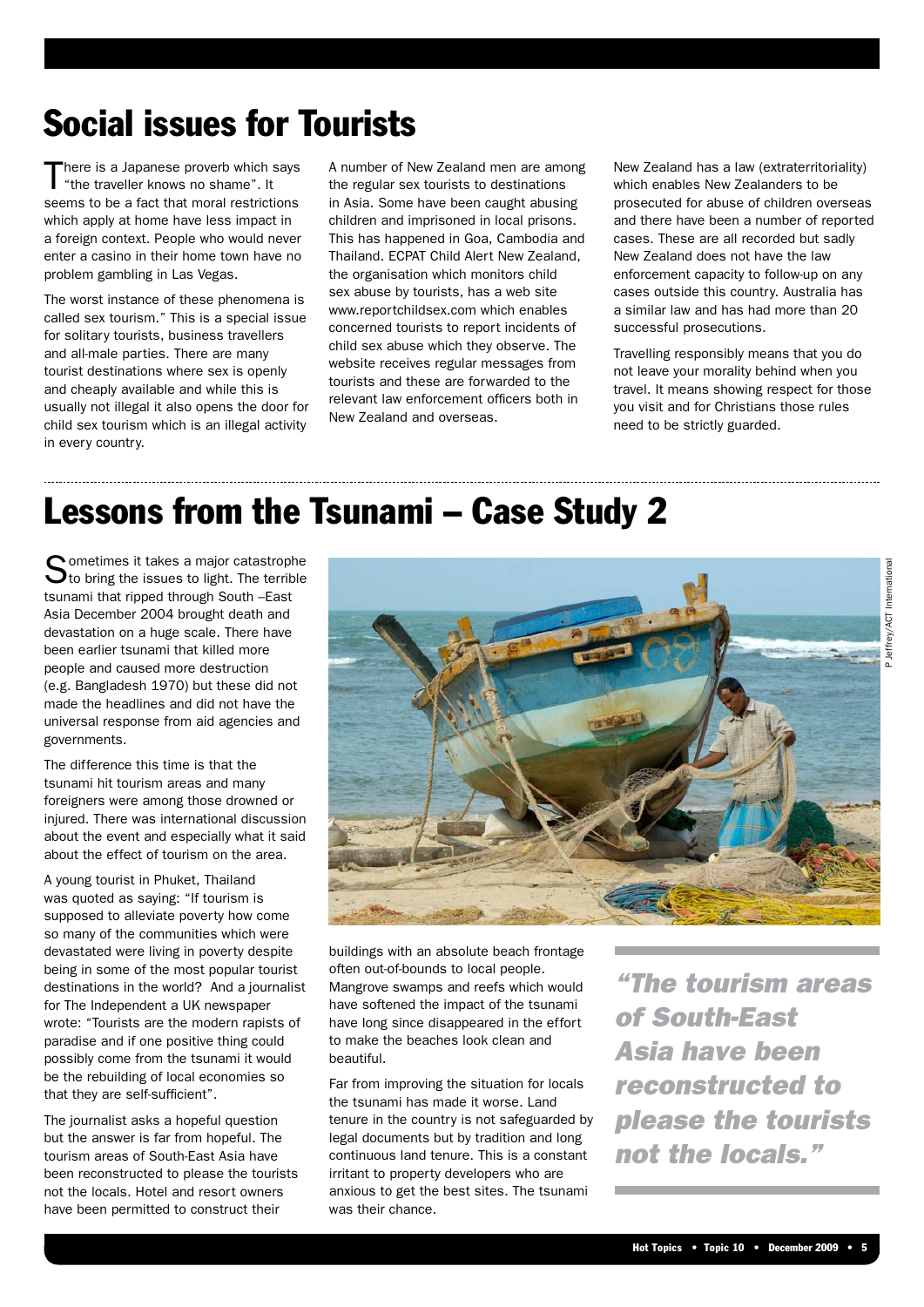# Social issues for Tourists

There is a Japanese proverb which says "the traveller knows no shame". It seems to be a fact that moral restrictions which apply at home have less impact in a foreign context. People who would never enter a casino in their home town have no problem gambling in Las Vegas.

The worst instance of these phenomena is called sex tourism." This is a special issue for solitary tourists, business travellers and all-male parties. There are many tourist destinations where sex is openly and cheaply available and while this is usually not illegal it also opens the door for child sex tourism which is an illegal activity in every country.

A number of New Zealand men are among the regular sex tourists to destinations in Asia. Some have been caught abusing children and imprisoned in local prisons. This has happened in Goa, Cambodia and Thailand. ECPAT Child Alert New Zealand, the organisation which monitors child sex abuse by tourists, has a web site www.reportchildsex.com which enables concerned tourists to report incidents of child sex abuse which they observe. The website receives regular messages from tourists and these are forwarded to the relevant law enforcement officers both in New Zealand and overseas.

New Zealand has a law (extraterritoriality) which enables New Zealanders to be prosecuted for abuse of children overseas and there have been a number of reported cases. These are all recorded but sadly New Zealand does not have the law enforcement capacity to follow-up on any cases outside this country. Australia has a similar law and has had more than 20 successful prosecutions.

Travelling responsibly means that you do not leave your morality behind when you travel. It means showing respect for those you visit and for Christians those rules need to be strictly guarded.

# Lessons from the Tsunami – Case Study 2

Sometimes it takes a major catastrophe to bring the issues to light. The terrible tsunami that ripped through South –East Asia December 2004 brought death and devastation on a huge scale. There have been earlier tsunami that killed more people and caused more destruction (e.g. Bangladesh 1970) but these did not made the headlines and did not have the universal response from aid agencies and governments.

The difference this time is that the tsunami hit tourism areas and many foreigners were among those drowned or injured. There was international discussion about the event and especially what it said about the effect of tourism on the area.

A young tourist in Phuket, Thailand was quoted as saying: "If tourism is supposed to alleviate poverty how come so many of the communities which were devastated were living in poverty despite being in some of the most popular tourist destinations in the world? And a journalist for The Independent a UK newspaper wrote: "Tourists are the modern rapists of paradise and if one positive thing could possibly come from the tsunami it would be the rebuilding of local economies so that they are self-sufficient".

The journalist asks a hopeful question but the answer is far from hopeful. The tourism areas of South-East Asia have been reconstructed to please the tourists not the locals. Hotel and resort owners have been permitted to construct their buildings with an absolute beach frontage often out-of-bounds to local people. Mangrove swamps and reefs which would have softened the impact of the tsunami have long since disappeared in the effort to make the beaches look clean and beautiful.

P Jeffrey/ACT International

Far from improving the situation for locals the tsunami has made it worse. Land tenure in the country is not safeguarded by legal documents but by tradition and long continuous land tenure. This is a constant irritant to property developers who are anxious to get the best sites. The tsunami was their chance.

> *"The tourism areas of South-East Asia have been reconstructed to please the tourists not the locals."*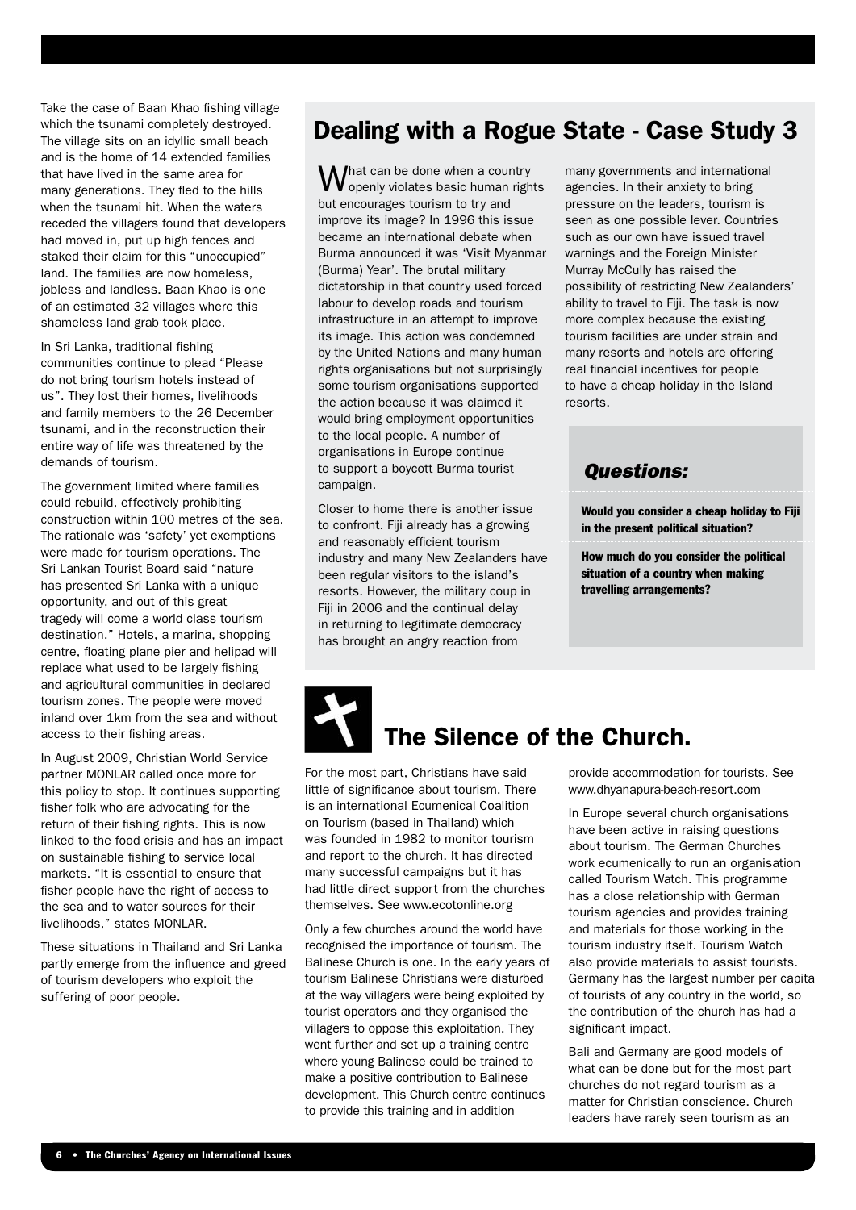Take the case of Baan Khao fishing village which the tsunami completely destroyed. The village sits on an idyllic small beach and is the home of 14 extended families that have lived in the same area for many generations. They fled to the hills when the tsunami hit. When the waters receded the villagers found that developers had moved in, put up high fences and staked their claim for this "unoccupied" land. The families are now homeless, jobless and landless. Baan Khao is one of an estimated 32 villages where this shameless land grab took place.

In Sri Lanka, traditional fishing communities continue to plead "Please do not bring tourism hotels instead of us". They lost their homes, livelihoods and family members to the 26 December tsunami, and in the reconstruction their entire way of life was threatened by the demands of tourism.

The government limited where families could rebuild, effectively prohibiting construction within 100 metres of the sea. The rationale was 'safety' yet exemptions were made for tourism operations. The Sri Lankan Tourist Board said "nature has presented Sri Lanka with a unique opportunity, and out of this great tragedy will come a world class tourism destination." Hotels, a marina, shopping centre, floating plane pier and helipad will replace what used to be largely fishing and agricultural communities in declared tourism zones. The people were moved inland over 1km from the sea and without access to their fishing areas.

In August 2009, Christian World Service partner MONLAR called once more for this policy to stop. It continues supporting fisher folk who are advocating for the return of their fishing rights. This is now linked to the food crisis and has an impact on sustainable fishing to service local markets. "It is essential to ensure that fisher people have the right of access to the sea and to water sources for their livelihoods," states MONLAR.

These situations in Thailand and Sri Lanka partly emerge from the influence and greed of tourism developers who exploit the suffering of poor people.

## Dealing with a Rogue State - Case Study 3

What can be done when a country openly violates basic human rights but encourages tourism to try and improve its image? In 1996 this issue became an international debate when Burma announced it was 'Visit Myanmar (Burma) Year'. The brutal military dictatorship in that country used forced labour to develop roads and tourism infrastructure in an attempt to improve its image. This action was condemned by the United Nations and many human rights organisations but not surprisingly some tourism organisations supported the action because it was claimed it would bring employment opportunities to the local people. A number of organisations in Europe continue to support a boycott Burma tourist campaign.

Closer to home there is another issue to confront. Fiji already has a growing and reasonably efficient tourism industry and many New Zealanders have been regular visitors to the island's resorts. However, the military coup in Fiji in 2006 and the continual delay in returning to legitimate democracy has brought an angry reaction from many governments and international agencies. In their anxiety to bring pressure on the leaders, tourism is seen as one possible lever. Countries such as our own have issued travel warnings and the Foreign Minister Murray McCully has raised the possibility of restricting New Zealanders' ability to travel to Fiji. The task is now more complex because the existing tourism facilities are under strain and many resorts and hotels are offering real financial incentives for people to have a cheap holiday in the Island resorts.

### *Questions:*

**Would you consider a cheap holiday to Fiji in the present political situation?**

**How much do you consider the political situation of a country when making travelling arrangements?**

## The Silence of the Church.

For the most part, Christians have said little of significance about tourism. There is an international Ecumenical Coalition on Tourism (based in Thailand) which was founded in 1982 to monitor tourism and report to the church. It has directed many successful campaigns but it has had little direct support from the churches themselves. See www.ecotonline.org

Only a few churches around the world have recognised the importance of tourism. The Balinese Church is one. In the early years of tourism Balinese Christians were disturbed at the way villagers were being exploited by tourist operators and they organised the villagers to oppose this exploitation. They went further and set up a training centre where young Balinese could be trained to make a positive contribution to Balinese development. This Church centre continues to provide this training and in addition provide accommodation for tourists. See www.dhyanapura-beach-resort.com

In Europe several church organisations have been active in raising questions about tourism. The German Churches work ecumenically to run an organisation called Tourism Watch. This programme has a close relationship with German tourism agencies and provides training and materials for those working in the tourism industry itself. Tourism Watch also provide materials to assist tourists. Germany has the largest number per capita of tourists of any country in the world, so the contribution of the church has had a significant impact.

Bali and Germany are good models of what can be done but for the most part churches do not regard tourism as a matter for Christian conscience. Church leaders have rarely seen tourism as an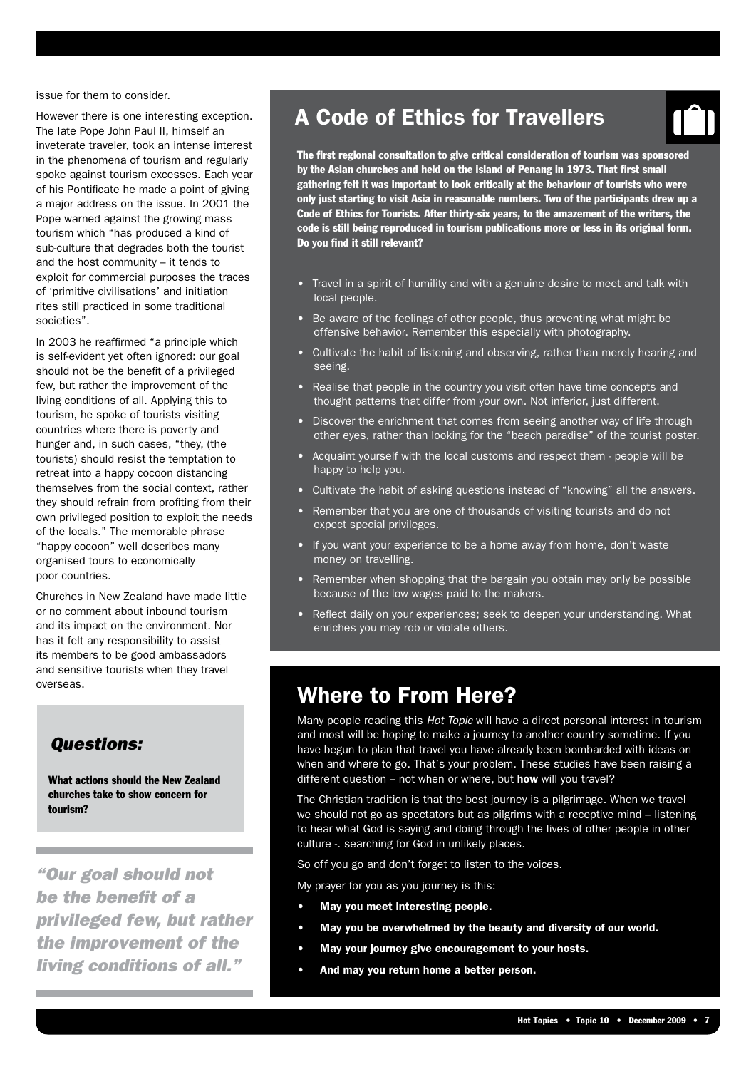issue for them to consider.

However there is one interesting exception. The late Pope John Paul II, himself an inveterate traveler, took an intense interest in the phenomena of tourism and regularly spoke against tourism excesses. Each year of his Pontificate he made a point of giving a major address on the issue. In 2001 the Pope warned against the growing mass tourism which "has produced a kind of sub-culture that degrades both the tourist and the host community – it tends to exploit for commercial purposes the traces of 'primitive civilisations' and initiation rites still practiced in some traditional societies".

In 2003 he reaffirmed "a principle which is self-evident yet often ignored: our goal should not be the benefit of a privileged few, but rather the improvement of the living conditions of all. Applying this to tourism, he spoke of tourists visiting countries where there is poverty and hunger and, in such cases, "they, (the tourists) should resist the temptation to retreat into a happy cocoon distancing themselves from the social context, rather they should refrain from profiting from their own privileged position to exploit the needs of the locals." The memorable phrase "happy cocoon" well describes many organised tours to economically poor countries.

Churches in New Zealand have made little or no comment about inbound tourism and its impact on the environment. Nor has it felt any responsibility to assist its members to be good ambassadors and sensitive tourists when they travel overseas.

### *Questions:*

**What actions should the New Zealand churches take to show concern for tourism?**

*"Our goal should not be the benefit of a privileged few, but rather the improvement of the living conditions of all."*

## A Code of Ethics for Travellers

**The first regional consultation to give critical consideration of tourism was sponsored by the Asian churches and held on the island of Penang in 1973. That first small gathering felt it was important to look critically at the behaviour of tourists who were only just starting to visit Asia in reasonable numbers. Two of the participants drew up a Code of Ethics for Tourists. After thirty-six years, to the amazement of the writers, the code is still being reproduced in tourism publications more or less in its original form. Do you find it still relevant?**

- Travel in a spirit of humility and with a genuine desire to meet and talk with local people.
- Be aware of the feelings of other people, thus preventing what might be offensive behavior. Remember this especially with photography.
- Cultivate the habit of listening and observing, rather than merely hearing and seeing.
- Realise that people in the country you visit often have time concepts and thought patterns that differ from your own. Not inferior, just different.
- Discover the enrichment that comes from seeing another way of life through other eyes, rather than looking for the "beach paradise" of the tourist poster.
- Acquaint yourself with the local customs and respect them - people will be happy to help you.
- Cultivate the habit of asking questions instead of "knowing" all the answers.
- Remember that you are one of thousands of visiting tourists and do not expect special privileges.
- If you want your experience to be a home away from home, don't waste money on travelling.
- Remember when shopping that the bargain you obtain may only be possible because of the low wages paid to the makers.
- Reflect daily on your experiences; seek to deepen your understanding. What enriches you may rob or violate others.

## Where to From Here?

Many people reading this *Hot Topic* will have a direct personal interest in tourism and most will be hoping to make a journey to another country sometime. If you have begun to plan that travel you have already been bombarded with ideas on when and where to go. That's your problem. These studies have been raising a different question – not when or where, but **how** will you travel?

The Christian tradition is that the best journey is a pilgrimage. When we travel we should not go as spectators but as pilgrims with a receptive mind – listening to hear what God is saying and doing through the lives of other people in other culture -. searching for God in unlikely places.

So off you go and don't forget to listen to the voices.

My prayer for you as you journey is this:

- **May you meet interesting people.**
- **May you be overwhelmed by the beauty and diversity of our world.**
- **May your journey give encouragement to your hosts.**
- **And may you return home a better person.**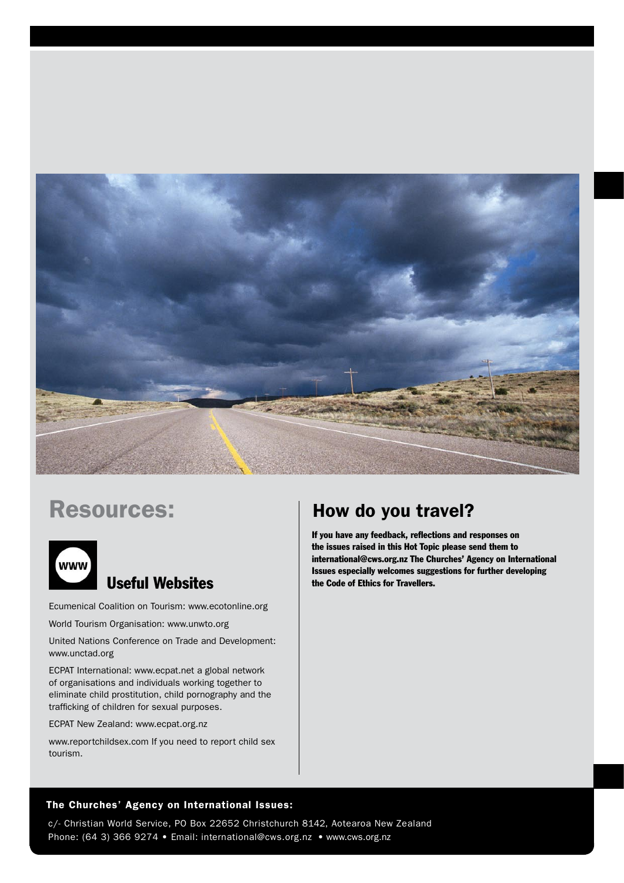## Resources:

### Useful Websites

Ecumenical Coalition on Tourism: www.ecotonline.org

World Tourism Organisation: www.unwto.org

United Nations Conference on Trade and Development: www.unctad.org

ECPAT International: www.ecpat.net a global network of organisations and individuals working together to eliminate child prostitution, child pornography and the trafficking of children for sexual purposes.

ECPAT New Zealand: www.ecpat.org.nz

www.reportchildsex.com If you need to report child sex tourism.

## How do you travel?

**If you have any feedback, reflections and responses on the issues raised in this Hot Topic please send them to international@cws.org.nz The Churches' Agency on International Issues especially welcomes suggestions for further developing the Code of Ethics for Travellers.**

**The Churches' Agency on International Issues:**

c/- Christian World Service, PO Box 22652 Christchurch 8142, Aotearoa New Zealand
Phone: (64 3) 366 9274 • Email: international@cws.org.nz • www.cws.org.nz